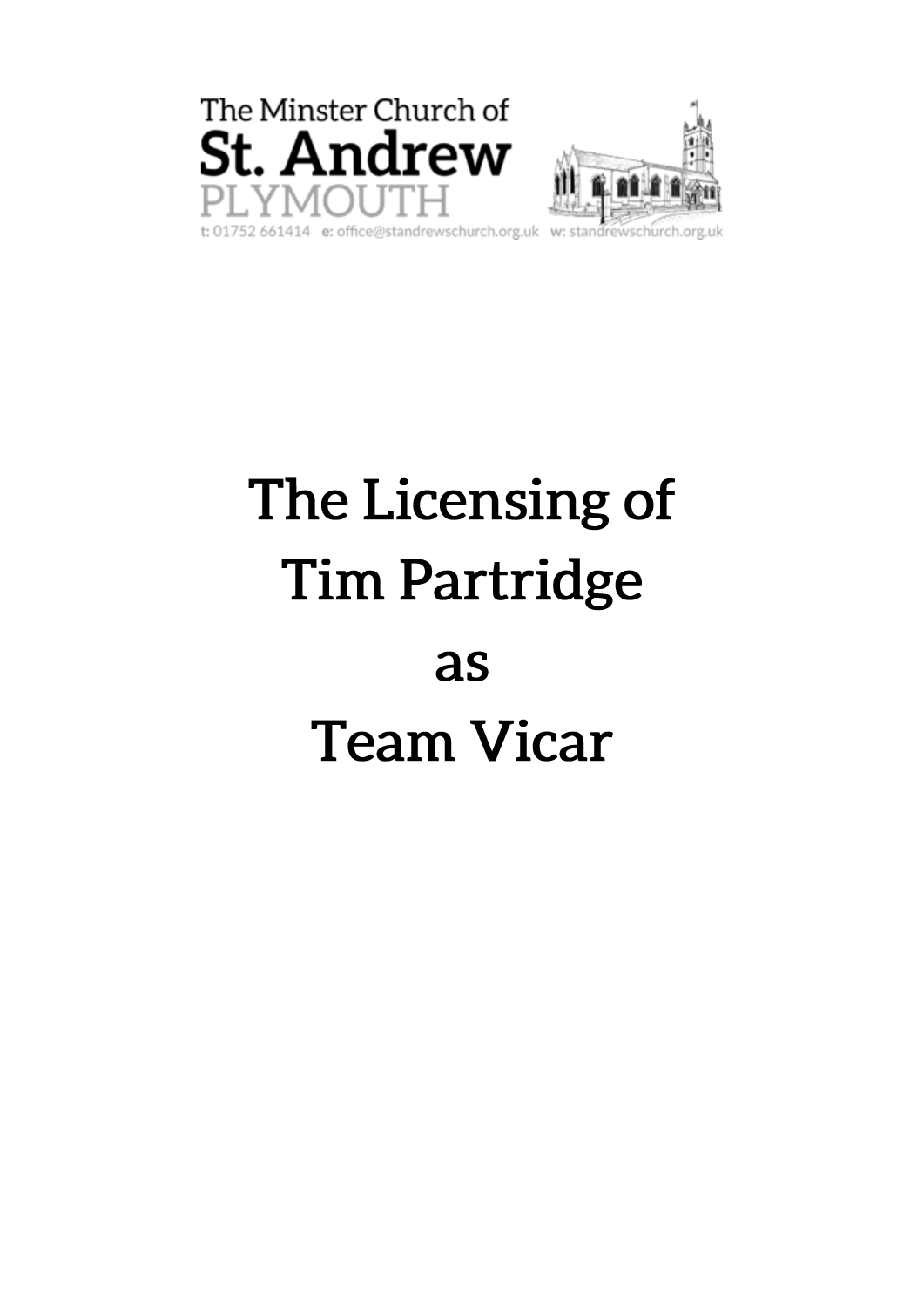The Minster Church of

**St. Andrew**

PLYMOUTH

t: 01752 661414 e: office@standrewschurch.org.uk w: standrewschurch.org.uk

# The Licensing of Tim Partridge as Team Vicar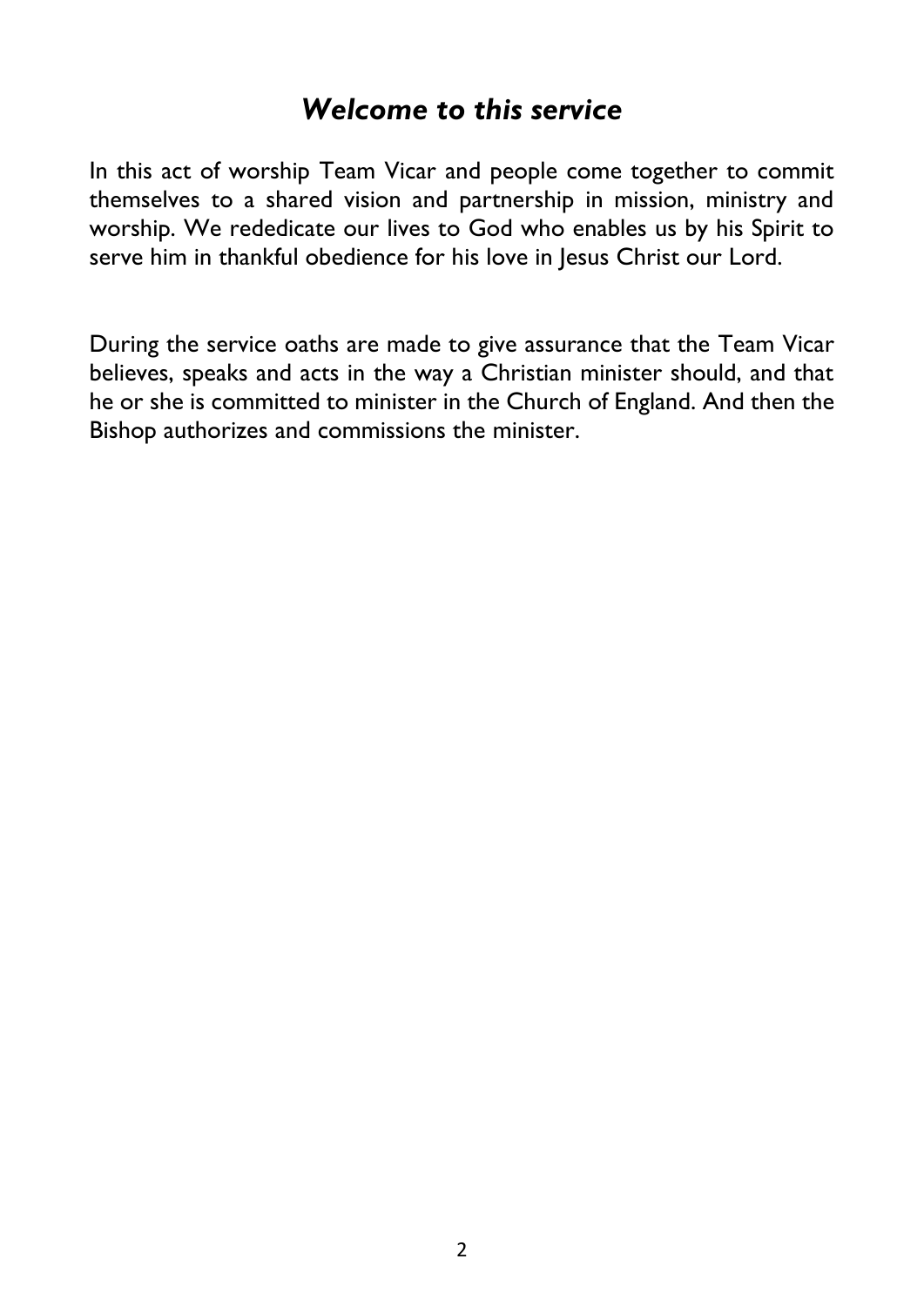## *Welcome to this service*

In this act of worship Team Vicar and people come together to commit themselves to a shared vision and partnership in mission, ministry and worship. We rededicate our lives to God who enables us by his Spirit to serve him in thankful obedience for his love in Jesus Christ our Lord.

During the service oaths are made to give assurance that the Team Vicar believes, speaks and acts in the way a Christian minister should, and that he or she is committed to minister in the Church of England. And then the Bishop authorizes and commissions the minister.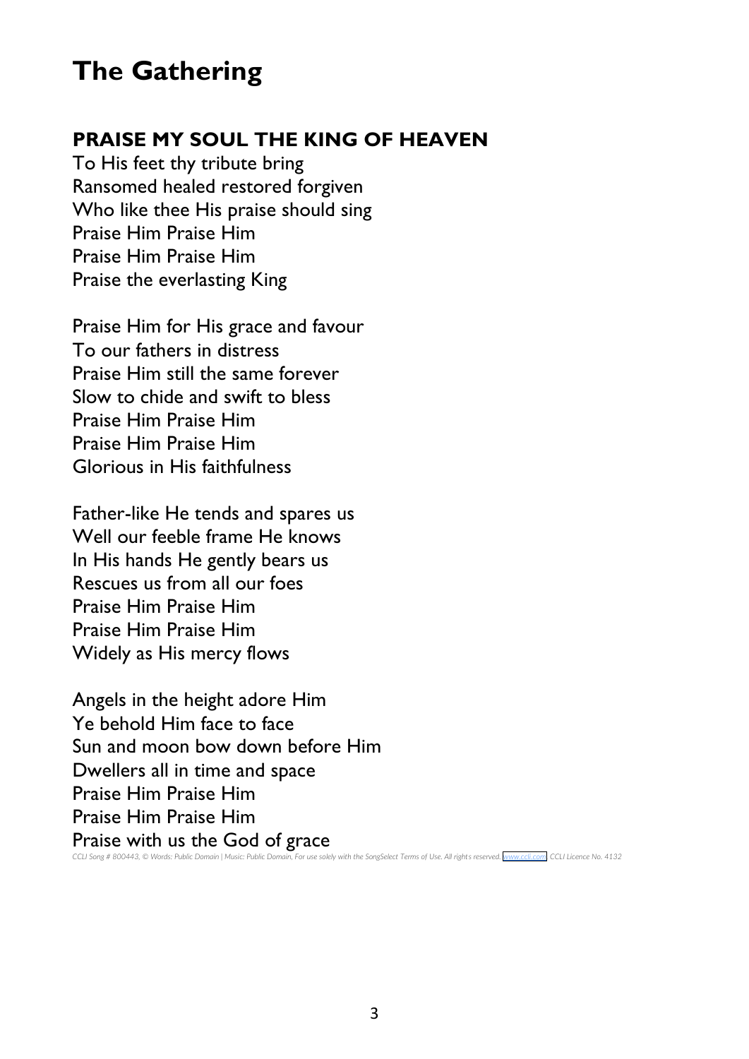# The Gathering

## PRAISE MY SOUL THE KING OF HEAVEN

To His feet thy tribute bring
Ransomed healed restored forgiven
Who like thee His praise should sing
Praise Him Praise Him
Praise Him Praise Him
Praise the everlasting King

Praise Him for His grace and favour
To our fathers in distress
Praise Him still the same forever
Slow to chide and swift to bless
Praise Him Praise Him
Praise Him Praise Him
Glorious in His faithfulness

Father-like He tends and spares us
Well our feeble frame He knows
In His hands He gently bears us
Rescues us from all our foes
Praise Him Praise Him
Praise Him Praise Him
Widely as His mercy flows

Angels in the height adore Him
Ye behold Him face to face
Sun and moon bow down before Him
Dwellers all in time and space
Praise Him Praise Him
Praise Him Praise Him
Praise with us the God of grace

*CCLI Song # 800443, © Words: Public Domain | Music: Public Domain, For use solely with the SongSelect Terms of Use. All rights reserved. www.ccli.com CCLI Licence No. 4132*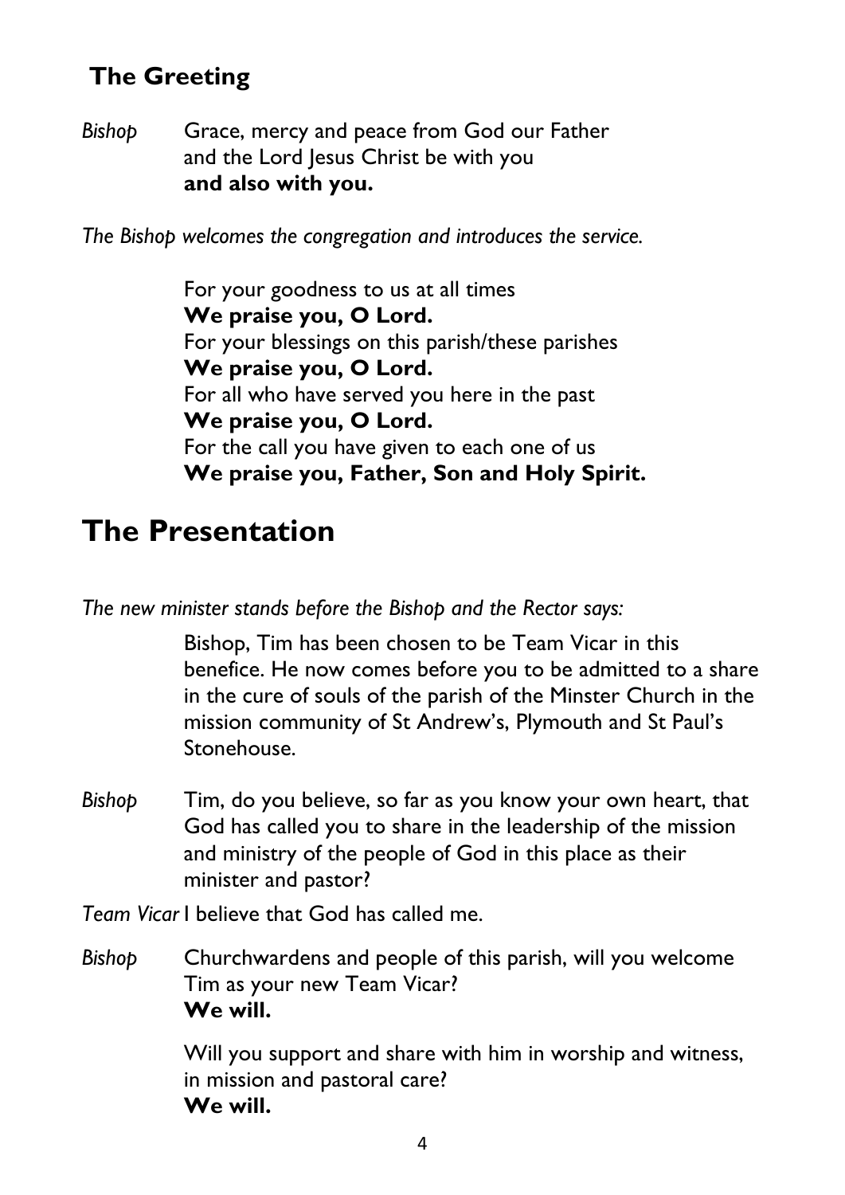## The Greeting

*Bishop* Grace, mercy and peace from God our Father
and the Lord Jesus Christ be with you
**and also with you.**

*The Bishop welcomes the congregation and introduces the service.*

For your goodness to us at all times
**We praise you, O Lord.**
For your blessings on this parish/these parishes
**We praise you, O Lord.**
For all who have served you here in the past
**We praise you, O Lord.**
For the call you have given to each one of us
**We praise you, Father, Son and Holy Spirit.**

# The Presentation

*The new minister stands before the Bishop and the Rector says:*

Bishop, Tim has been chosen to be Team Vicar in this benefice. He now comes before you to be admitted to a share in the cure of souls of the parish of the Minster Church in the mission community of St Andrew's, Plymouth and St Paul's Stonehouse.

*Bishop* Tim, do you believe, so far as you know your own heart, that God has called you to share in the leadership of the mission and ministry of the people of God in this place as their minister and pastor?

*Team Vicar* I believe that God has called me.

*Bishop* Churchwardens and people of this parish, will you welcome Tim as your new Team Vicar?
**We will.**

Will you support and share with him in worship and witness, in mission and pastoral care?
**We will.**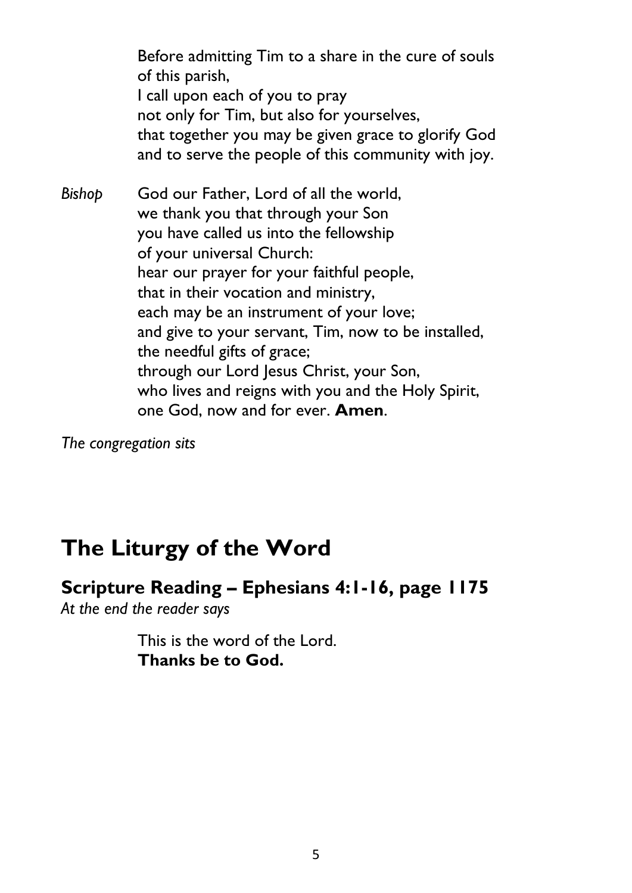Before admitting Tim to a share in the cure of souls
of this parish,
I call upon each of you to pray
not only for Tim, but also for yourselves,
that together you may be given grace to glorify God
and to serve the people of this community with joy.

*Bishop* God our Father, Lord of all the world,
we thank you that through your Son
you have called us into the fellowship
of your universal Church:
hear our prayer for your faithful people,
that in their vocation and ministry,
each may be an instrument of your love;
and give to your servant, Tim, now to be installed,
the needful gifts of grace;
through our Lord Jesus Christ, your Son,
who lives and reigns with you and the Holy Spirit,
one God, now and for ever. **Amen**.

*The congregation sits*

# The Liturgy of the Word

## Scripture Reading – Ephesians 4:1-16, page 1175

*At the end the reader says*

This is the word of the Lord.
**Thanks be to God.**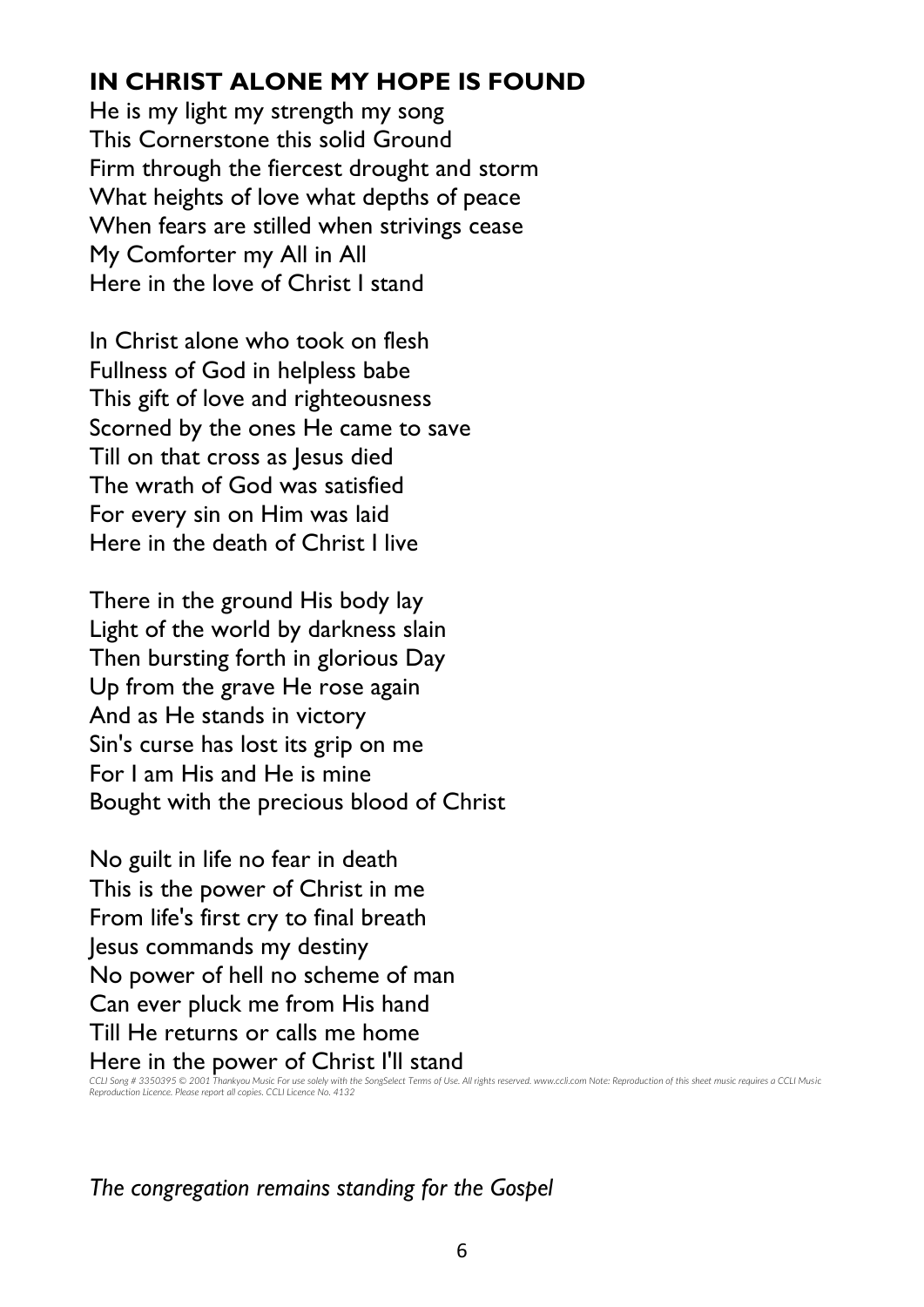## IN CHRIST ALONE MY HOPE IS FOUND

He is my light my strength my song
This Cornerstone this solid Ground
Firm through the fiercest drought and storm
What heights of love what depths of peace
When fears are stilled when strivings cease
My Comforter my All in All
Here in the love of Christ I stand

In Christ alone who took on flesh
Fullness of God in helpless babe
This gift of love and righteousness
Scorned by the ones He came to save
Till on that cross as Jesus died
The wrath of God was satisfied
For every sin on Him was laid
Here in the death of Christ I live

There in the ground His body lay
Light of the world by darkness slain
Then bursting forth in glorious Day
Up from the grave He rose again
And as He stands in victory
Sin's curse has lost its grip on me
For I am His and He is mine
Bought with the precious blood of Christ

No guilt in life no fear in death
This is the power of Christ in me
From life's first cry to final breath
Jesus commands my destiny
No power of hell no scheme of man
Can ever pluck me from His hand
Till He returns or calls me home
Here in the power of Christ I'll stand

*CCLI Song # 3350395 © 2001 Thankyou Music For use solely with the SongSelect Terms of Use. All rights reserved. www.ccli.com Note: Reproduction of this sheet music requires a CCLI Music Reproduction Licence. Please report all copies. CCLI Licence No. 4132*

*The congregation remains standing for the Gospel*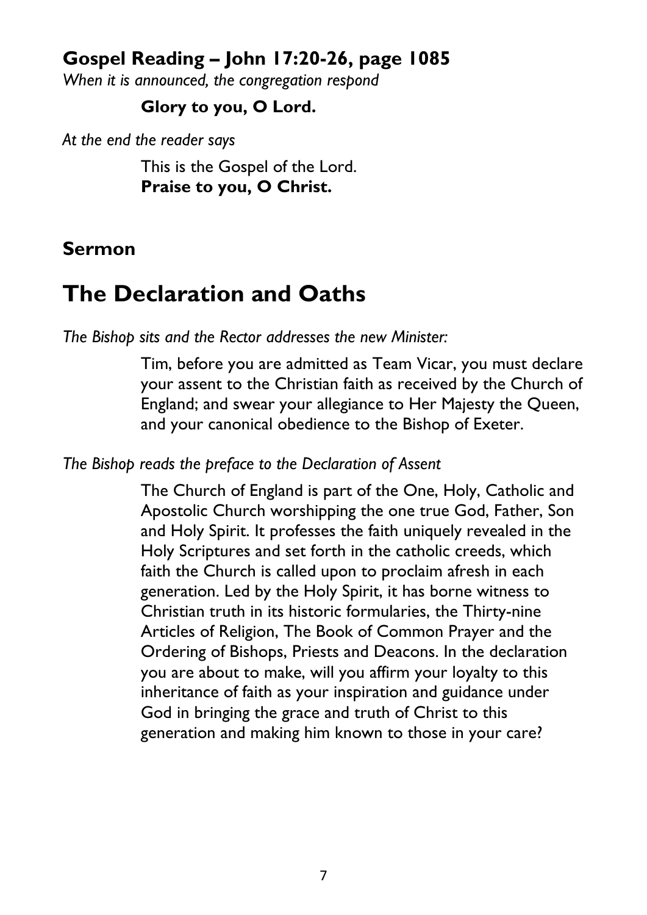### Gospel Reading – John 17:20-26, page 1085

*When it is announced, the congregation respond*

**Glory to you, O Lord.**

*At the end the reader says*

This is the Gospel of the Lord.
**Praise to you, O Christ.**

### Sermon

## The Declaration and Oaths

*The Bishop sits and the Rector addresses the new Minister:*

Tim, before you are admitted as Team Vicar, you must declare your assent to the Christian faith as received by the Church of England; and swear your allegiance to Her Majesty the Queen, and your canonical obedience to the Bishop of Exeter.

*The Bishop reads the preface to the Declaration of Assent*

The Church of England is part of the One, Holy, Catholic and Apostolic Church worshipping the one true God, Father, Son and Holy Spirit. It professes the faith uniquely revealed in the Holy Scriptures and set forth in the catholic creeds, which faith the Church is called upon to proclaim afresh in each generation. Led by the Holy Spirit, it has borne witness to Christian truth in its historic formularies, the Thirty-nine Articles of Religion, The Book of Common Prayer and the Ordering of Bishops, Priests and Deacons. In the declaration you are about to make, will you affirm your loyalty to this inheritance of faith as your inspiration and guidance under God in bringing the grace and truth of Christ to this generation and making him known to those in your care?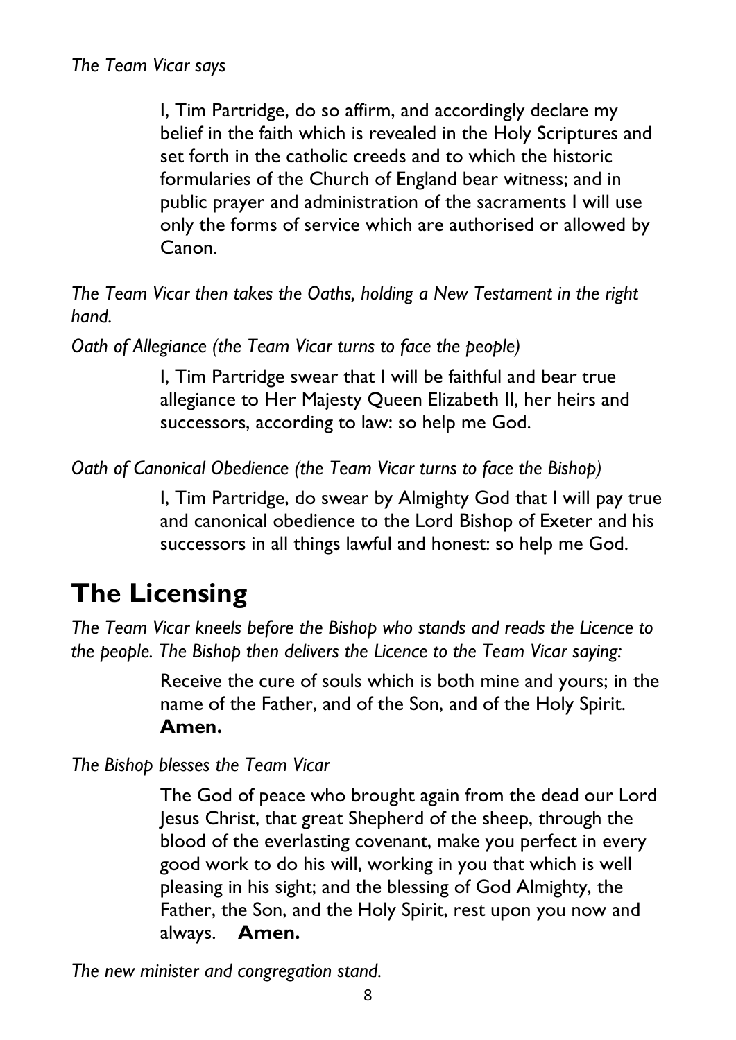*The Team Vicar says*

> I, Tim Partridge, do so affirm, and accordingly declare my belief in the faith which is revealed in the Holy Scriptures and set forth in the catholic creeds and to which the historic formularies of the Church of England bear witness; and in public prayer and administration of the sacraments I will use only the forms of service which are authorised or allowed by Canon.

*The Team Vicar then takes the Oaths, holding a New Testament in the right hand.*

*Oath of Allegiance (the Team Vicar turns to face the people)*

> I, Tim Partridge swear that I will be faithful and bear true allegiance to Her Majesty Queen Elizabeth II, her heirs and successors, according to law: so help me God.

*Oath of Canonical Obedience (the Team Vicar turns to face the Bishop)*

> I, Tim Partridge, do swear by Almighty God that I will pay true and canonical obedience to the Lord Bishop of Exeter and his successors in all things lawful and honest: so help me God.

# The Licensing

*The Team Vicar kneels before the Bishop who stands and reads the Licence to the people. The Bishop then delivers the Licence to the Team Vicar saying:*

> Receive the cure of souls which is both mine and yours; in the name of the Father, and of the Son, and of the Holy Spirit.
> **Amen.**

*The Bishop blesses the Team Vicar*

> The God of peace who brought again from the dead our Lord Jesus Christ, that great Shepherd of the sheep, through the blood of the everlasting covenant, make you perfect in every good work to do his will, working in you that which is well pleasing in his sight; and the blessing of God Almighty, the Father, the Son, and the Holy Spirit, rest upon you now and always. **Amen.**

*The new minister and congregation stand.*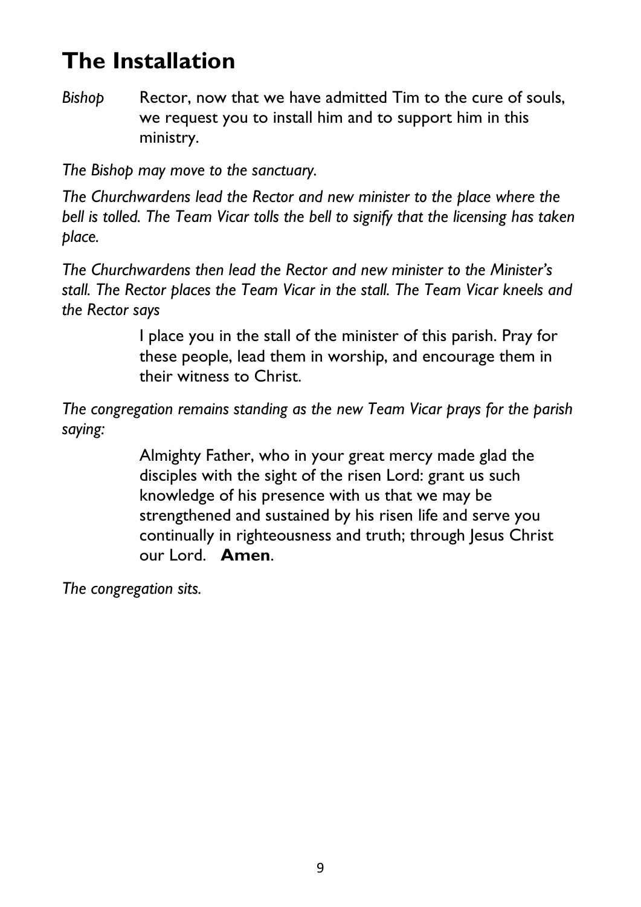# The Installation

*Bishop* Rector, now that we have admitted Tim to the cure of souls, we request you to install him and to support him in this ministry.

*The Bishop may move to the sanctuary.*

*The Churchwardens lead the Rector and new minister to the place where the bell is tolled. The Team Vicar tolls the bell to signify that the licensing has taken place.*

*The Churchwardens then lead the Rector and new minister to the Minister's stall. The Rector places the Team Vicar in the stall. The Team Vicar kneels and the Rector says*

I place you in the stall of the minister of this parish. Pray for these people, lead them in worship, and encourage them in their witness to Christ.

*The congregation remains standing as the new Team Vicar prays for the parish saying:*

Almighty Father, who in your great mercy made glad the disciples with the sight of the risen Lord: grant us such knowledge of his presence with us that we may be strengthened and sustained by his risen life and serve you continually in righteousness and truth; through Jesus Christ our Lord. **Amen**.

*The congregation sits.*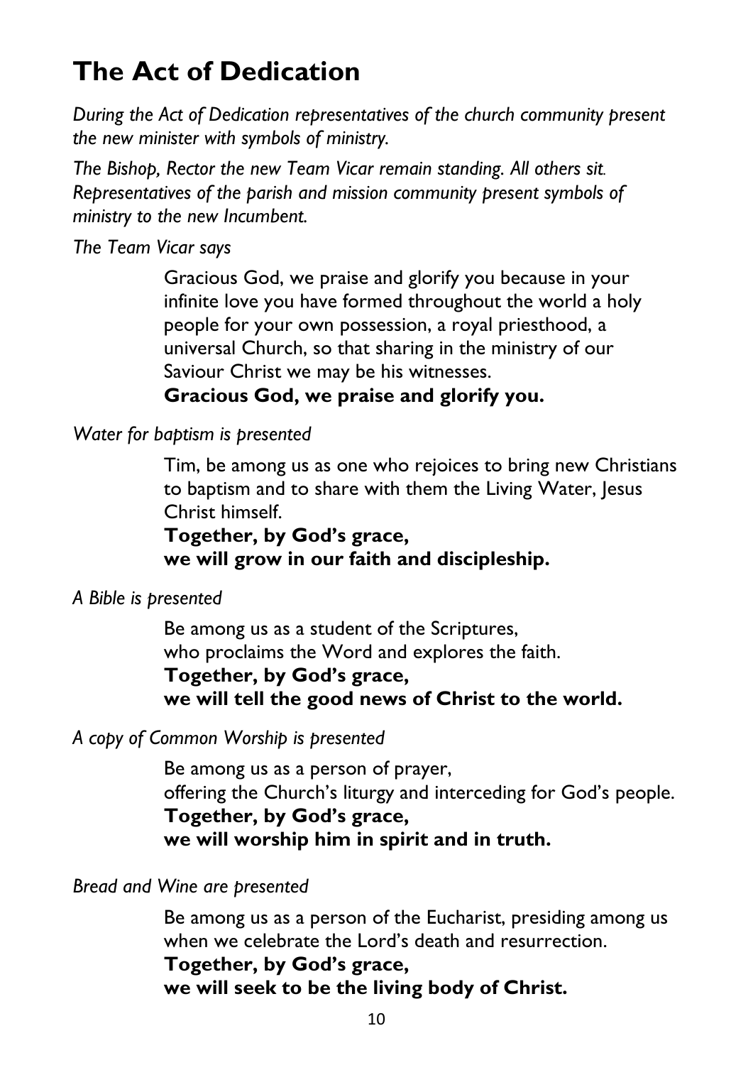# The Act of Dedication

*During the Act of Dedication representatives of the church community present the new minister with symbols of ministry.*

*The Bishop, Rector the new Team Vicar remain standing. All others sit. Representatives of the parish and mission community present symbols of ministry to the new Incumbent.*

*The Team Vicar says*

Gracious God, we praise and glorify you because in your infinite love you have formed throughout the world a holy people for your own possession, a royal priesthood, a universal Church, so that sharing in the ministry of our Saviour Christ we may be his witnesses.
**Gracious God, we praise and glorify you.**

*Water for baptism is presented*

Tim, be among us as one who rejoices to bring new Christians to baptism and to share with them the Living Water, Jesus Christ himself.
**Together, by God's grace,**
**we will grow in our faith and discipleship.**

*A Bible is presented*

Be among us as a student of the Scriptures,
who proclaims the Word and explores the faith.
**Together, by God's grace,**
**we will tell the good news of Christ to the world.**

*A copy of Common Worship is presented*

Be among us as a person of prayer,
offering the Church's liturgy and interceding for God's people.
**Together, by God's grace,**
**we will worship him in spirit and in truth.**

*Bread and Wine are presented*

Be among us as a person of the Eucharist, presiding among us when we celebrate the Lord's death and resurrection.
**Together, by God's grace,**
**we will seek to be the living body of Christ.**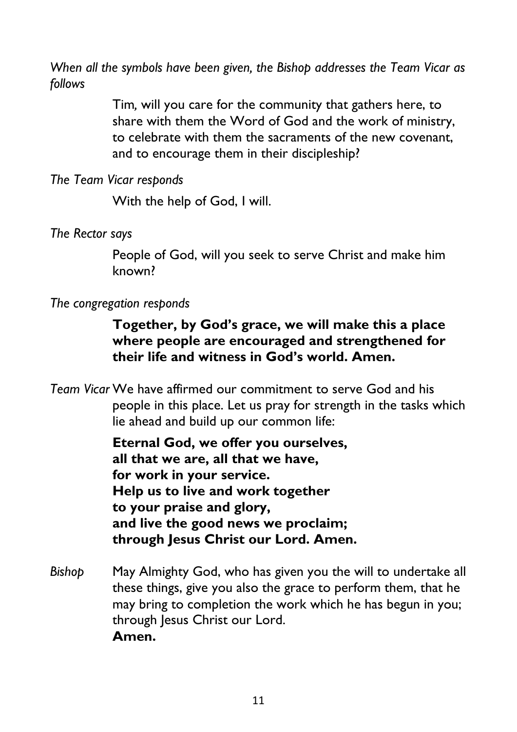*When all the symbols have been given, the Bishop addresses the Team Vicar as follows*

Tim, will you care for the community that gathers here, to share with them the Word of God and the work of ministry, to celebrate with them the sacraments of the new covenant, and to encourage them in their discipleship?

*The Team Vicar responds*

With the help of God, I will.

*The Rector says*

People of God, will you seek to serve Christ and make him known?

*The congregation responds*

**Together, by God's grace, we will make this a place where people are encouraged and strengthened for their life and witness in God's world. Amen.**

*Team Vicar* We have affirmed our commitment to serve God and his people in this place. Let us pray for strength in the tasks which lie ahead and build up our common life:

**Eternal God, we offer you ourselves,**
**all that we are, all that we have,**
**for work in your service.**
**Help us to live and work together**
**to your praise and glory,**
**and live the good news we proclaim;**
**through Jesus Christ our Lord. Amen.**

*Bishop* May Almighty God, who has given you the will to undertake all these things, give you also the grace to perform them, that he may bring to completion the work which he has begun in you; through Jesus Christ our Lord.
**Amen.**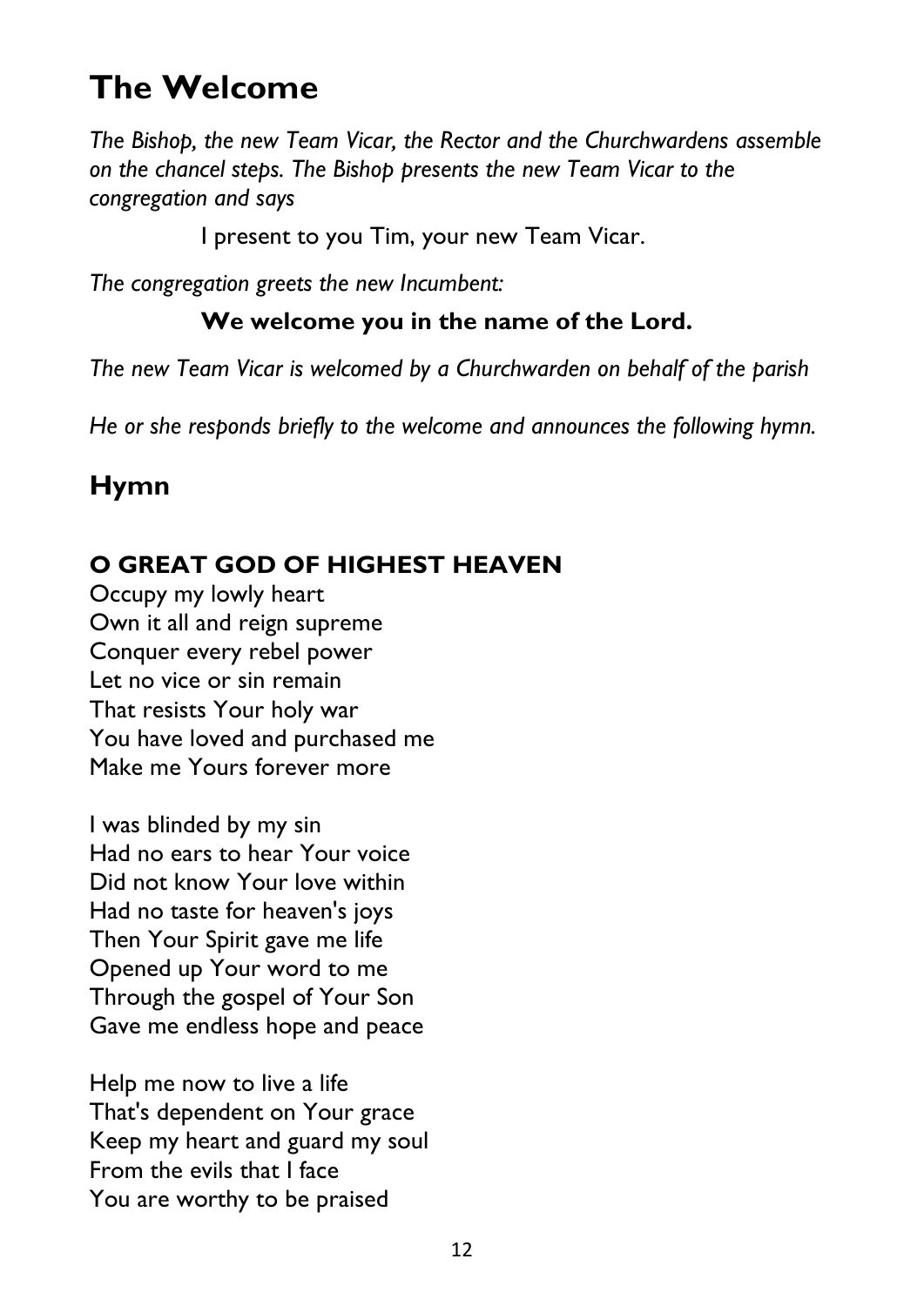# The Welcome

*The Bishop, the new Team Vicar, the Rector and the Churchwardens assemble on the chancel steps. The Bishop presents the new Team Vicar to the congregation and says*

I present to you Tim, your new Team Vicar.

*The congregation greets the new Incumbent:*

**We welcome you in the name of the Lord.**

*The new Team Vicar is welcomed by a Churchwarden on behalf of the parish*

*He or she responds briefly to the welcome and announces the following hymn.*

## Hymn

### O GREAT GOD OF HIGHEST HEAVEN

Occupy my lowly heart
Own it all and reign supreme
Conquer every rebel power
Let no vice or sin remain
That resists Your holy war
You have loved and purchased me
Make me Yours forever more

I was blinded by my sin
Had no ears to hear Your voice
Did not know Your love within
Had no taste for heaven's joys
Then Your Spirit gave me life
Opened up Your word to me
Through the gospel of Your Son
Gave me endless hope and peace

Help me now to live a life
That's dependent on Your grace
Keep my heart and guard my soul
From the evils that I face
You are worthy to be praised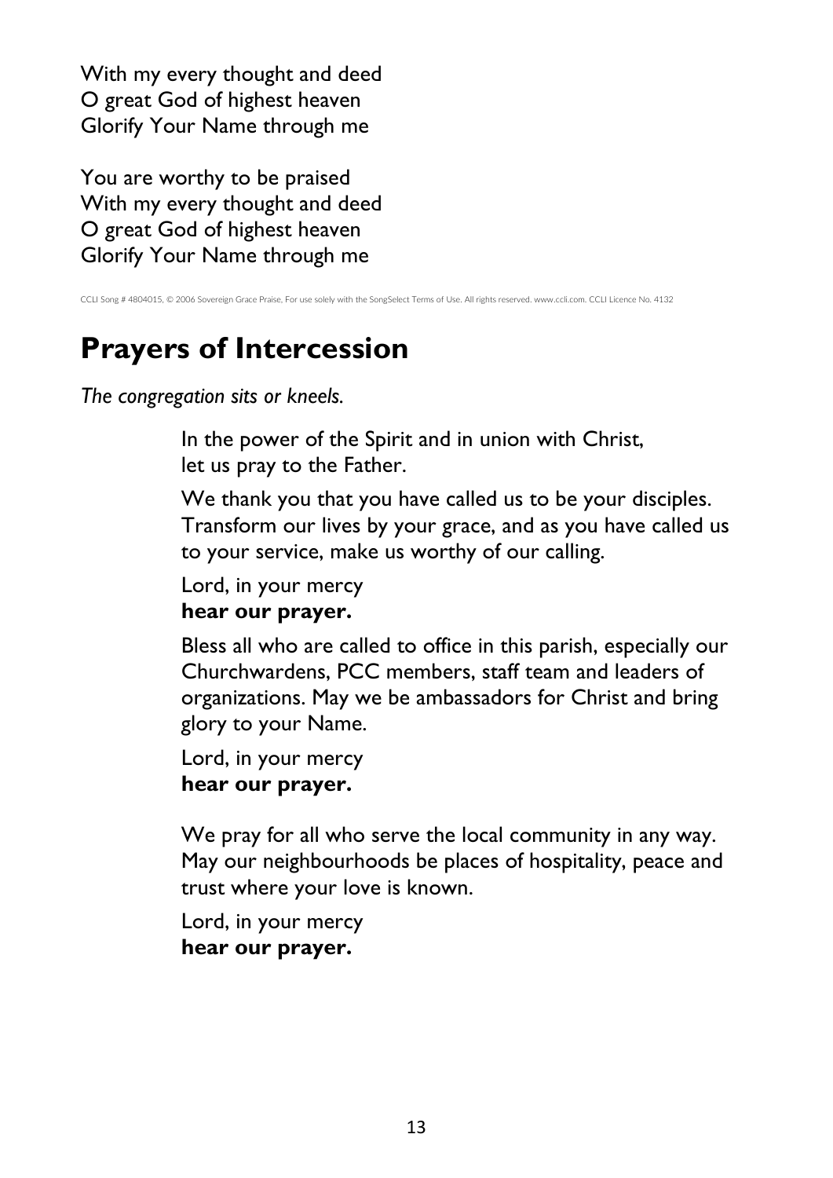With my every thought and deed
O great God of highest heaven
Glorify Your Name through me

You are worthy to be praised
With my every thought and deed
O great God of highest heaven
Glorify Your Name through me

CCLI Song # 4804015, © 2006 Sovereign Grace Praise, For use solely with the SongSelect Terms of Use. All rights reserved. www.ccli.com. CCLI Licence No. 4132

## Prayers of Intercession

*The congregation sits or kneels.*

In the power of the Spirit and in union with Christ,
let us pray to the Father.

We thank you that you have called us to be your disciples. Transform our lives by your grace, and as you have called us to your service, make us worthy of our calling.

Lord, in your mercy
**hear our prayer.**

Bless all who are called to office in this parish, especially our Churchwardens, PCC members, staff team and leaders of organizations. May we be ambassadors for Christ and bring glory to your Name.

Lord, in your mercy
**hear our prayer.**

We pray for all who serve the local community in any way. May our neighbourhoods be places of hospitality, peace and trust where your love is known.

Lord, in your mercy
**hear our prayer.**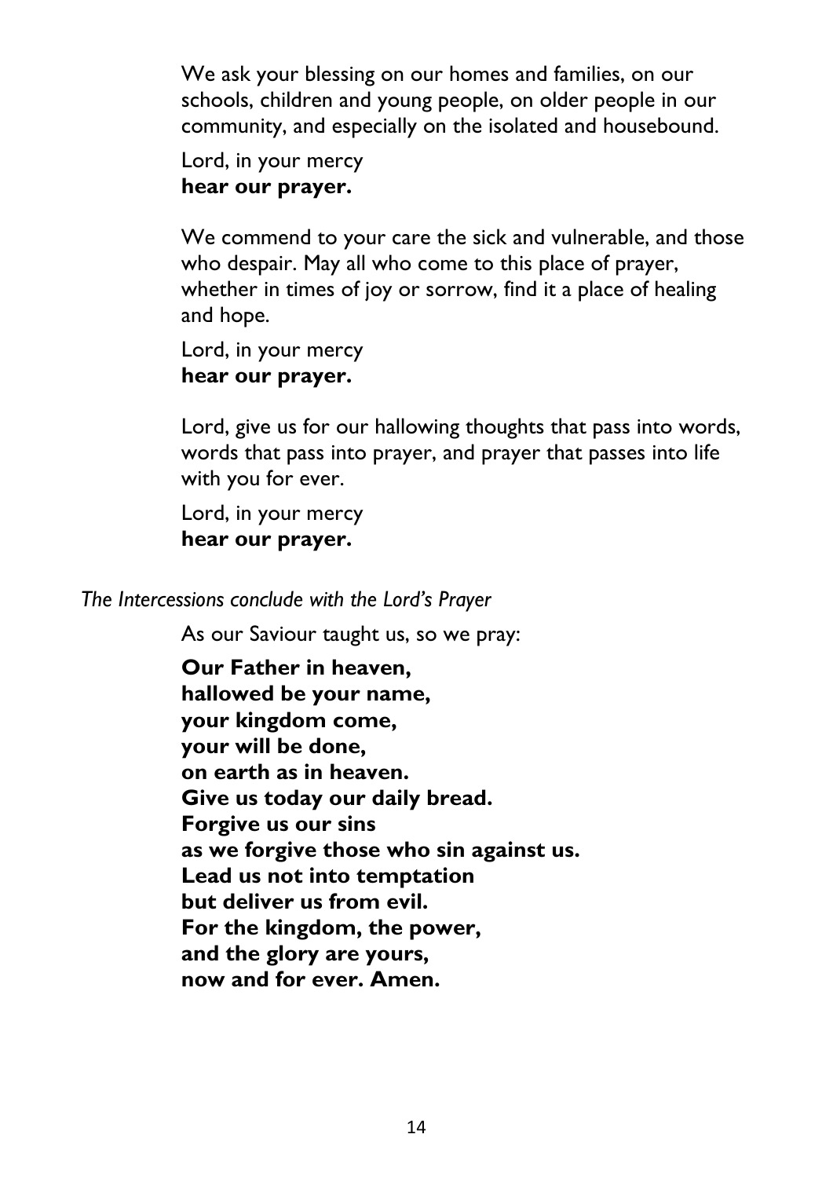We ask your blessing on our homes and families, on our schools, children and young people, on older people in our community, and especially on the isolated and housebound.

Lord, in your mercy
**hear our prayer.**

We commend to your care the sick and vulnerable, and those who despair. May all who come to this place of prayer, whether in times of joy or sorrow, find it a place of healing and hope.

Lord, in your mercy
**hear our prayer.**

Lord, give us for our hallowing thoughts that pass into words, words that pass into prayer, and prayer that passes into life with you for ever.

Lord, in your mercy
**hear our prayer.**

*The Intercessions conclude with the Lord's Prayer*

As our Saviour taught us, so we pray:

**Our Father in heaven,**
**hallowed be your name,**
**your kingdom come,**
**your will be done,**
**on earth as in heaven.**
**Give us today our daily bread.**
**Forgive us our sins**
**as we forgive those who sin against us.**
**Lead us not into temptation**
**but deliver us from evil.**
**For the kingdom, the power,**
**and the glory are yours,**
**now and for ever. Amen.**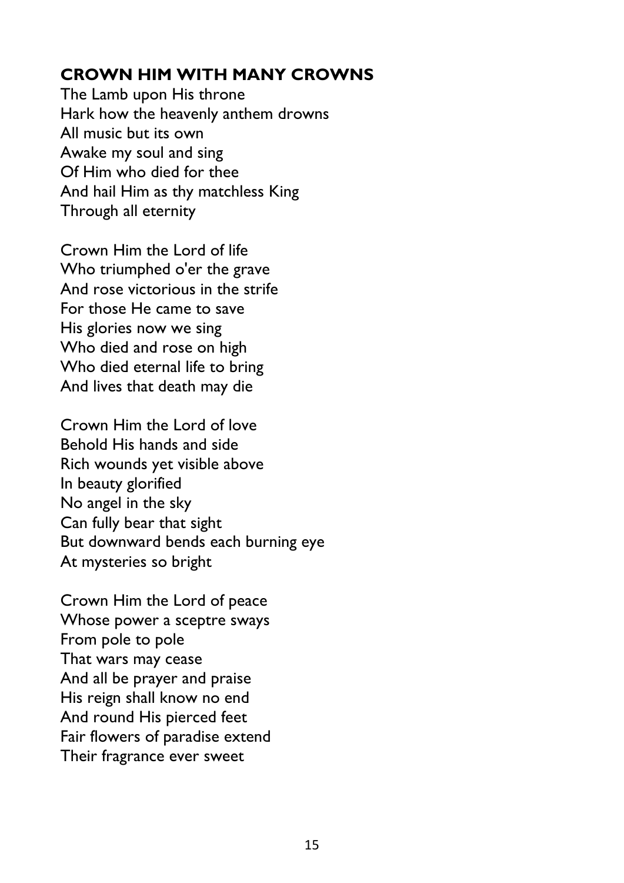**CROWN HIM WITH MANY CROWNS**
The Lamb upon His throne
Hark how the heavenly anthem drowns
All music but its own
Awake my soul and sing
Of Him who died for thee
And hail Him as thy matchless King
Through all eternity

Crown Him the Lord of life
Who triumphed o'er the grave
And rose victorious in the strife
For those He came to save
His glories now we sing
Who died and rose on high
Who died eternal life to bring
And lives that death may die

Crown Him the Lord of love
Behold His hands and side
Rich wounds yet visible above
In beauty glorified
No angel in the sky
Can fully bear that sight
But downward bends each burning eye
At mysteries so bright

Crown Him the Lord of peace
Whose power a sceptre sways
From pole to pole
That wars may cease
And all be prayer and praise
His reign shall know no end
And round His pierced feet
Fair flowers of paradise extend
Their fragrance ever sweet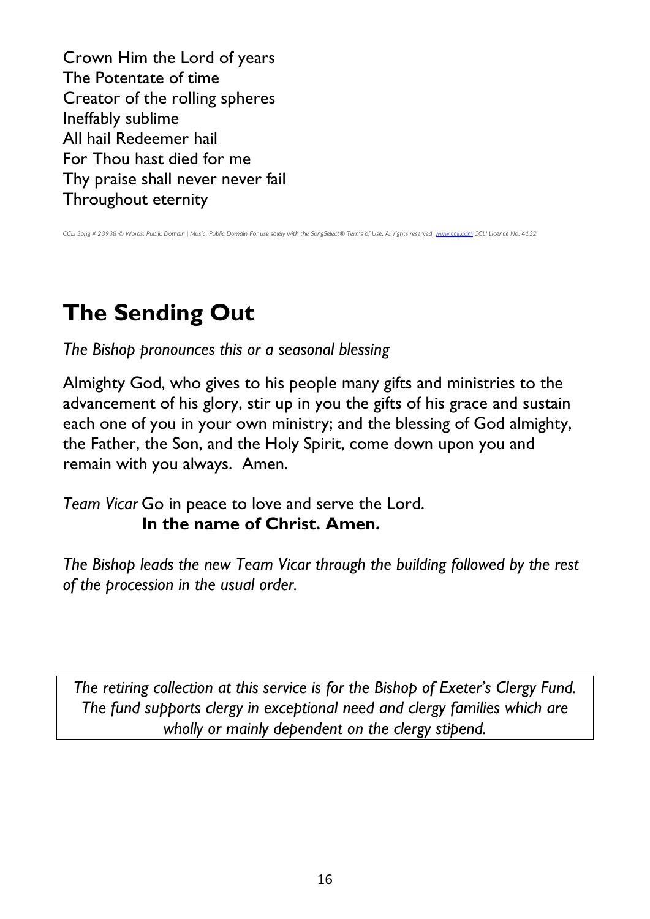Crown Him the Lord of years
The Potentate of time
Creator of the rolling spheres
Ineffably sublime
All hail Redeemer hail
For Thou hast died for me
Thy praise shall never never fail
Throughout eternity

*CCLI Song # 23938 © Words: Public Domain | Music: Public Domain For use solely with the SongSelect® Terms of Use. All rights reserved. www.ccli.com CCLI Licence No. 4132*

# The Sending Out

*The Bishop pronounces this or a seasonal blessing*

Almighty God, who gives to his people many gifts and ministries to the advancement of his glory, stir up in you the gifts of his grace and sustain each one of you in your own ministry; and the blessing of God almighty, the Father, the Son, and the Holy Spirit, come down upon you and remain with you always. Amen.

*Team Vicar* Go in peace to love and serve the Lord.
**In the name of Christ. Amen.**

*The Bishop leads the new Team Vicar through the building followed by the rest of the procession in the usual order.*

*The retiring collection at this service is for the Bishop of Exeter's Clergy Fund. The fund supports clergy in exceptional need and clergy families which are wholly or mainly dependent on the clergy stipend.*